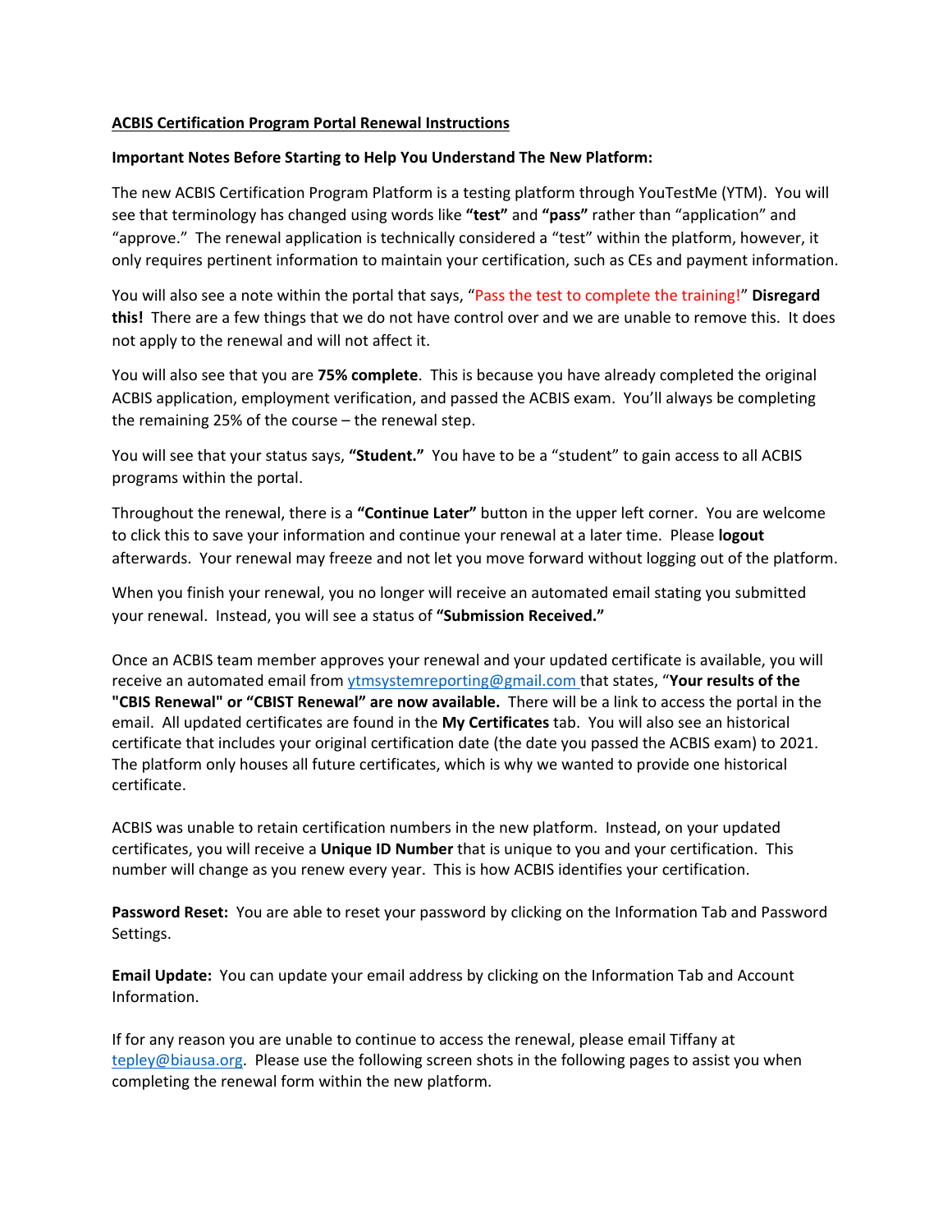## ACBIS Certification Program Portal Renewal Instructions

**Important Notes Before Starting to Help You Understand The New Platform:**

The new ACBIS Certification Program Platform is a testing platform through YouTestMe (YTM). You will see that terminology has changed using words like **"test"** and **"pass"** rather than "application" and "approve." The renewal application is technically considered a "test" within the platform, however, it only requires pertinent information to maintain your certification, such as CEs and payment information.

You will also see a note within the portal that says, "Pass the test to complete the training!" **Disregard this!** There are a few things that we do not have control over and we are unable to remove this. It does not apply to the renewal and will not affect it.

You will also see that you are **75% complete**. This is because you have already completed the original ACBIS application, employment verification, and passed the ACBIS exam. You'll always be completing the remaining 25% of the course – the renewal step.

You will see that your status says, **"Student."** You have to be a "student" to gain access to all ACBIS programs within the portal.

Throughout the renewal, there is a **"Continue Later"** button in the upper left corner. You are welcome to click this to save your information and continue your renewal at a later time. Please **logout** afterwards. Your renewal may freeze and not let you move forward without logging out of the platform.

When you finish your renewal, you no longer will receive an automated email stating you submitted your renewal. Instead, you will see a status of **"Submission Received."**

Once an ACBIS team member approves your renewal and your updated certificate is available, you will receive an automated email from ytmsystemreporting@gmail.com that states, "**Your results of the "CBIS Renewal" or "CBIST Renewal" are now available.** There will be a link to access the portal in the email. All updated certificates are found in the **My Certificates** tab. You will also see an historical certificate that includes your original certification date (the date you passed the ACBIS exam) to 2021. The platform only houses all future certificates, which is why we wanted to provide one historical certificate.

ACBIS was unable to retain certification numbers in the new platform. Instead, on your updated certificates, you will receive a **Unique ID Number** that is unique to you and your certification. This number will change as you renew every year. This is how ACBIS identifies your certification.

**Password Reset:** You are able to reset your password by clicking on the Information Tab and Password Settings.

**Email Update:** You can update your email address by clicking on the Information Tab and Account Information.

If for any reason you are unable to continue to access the renewal, please email Tiffany at tepley@biausa.org. Please use the following screen shots in the following pages to assist you when completing the renewal form within the new platform.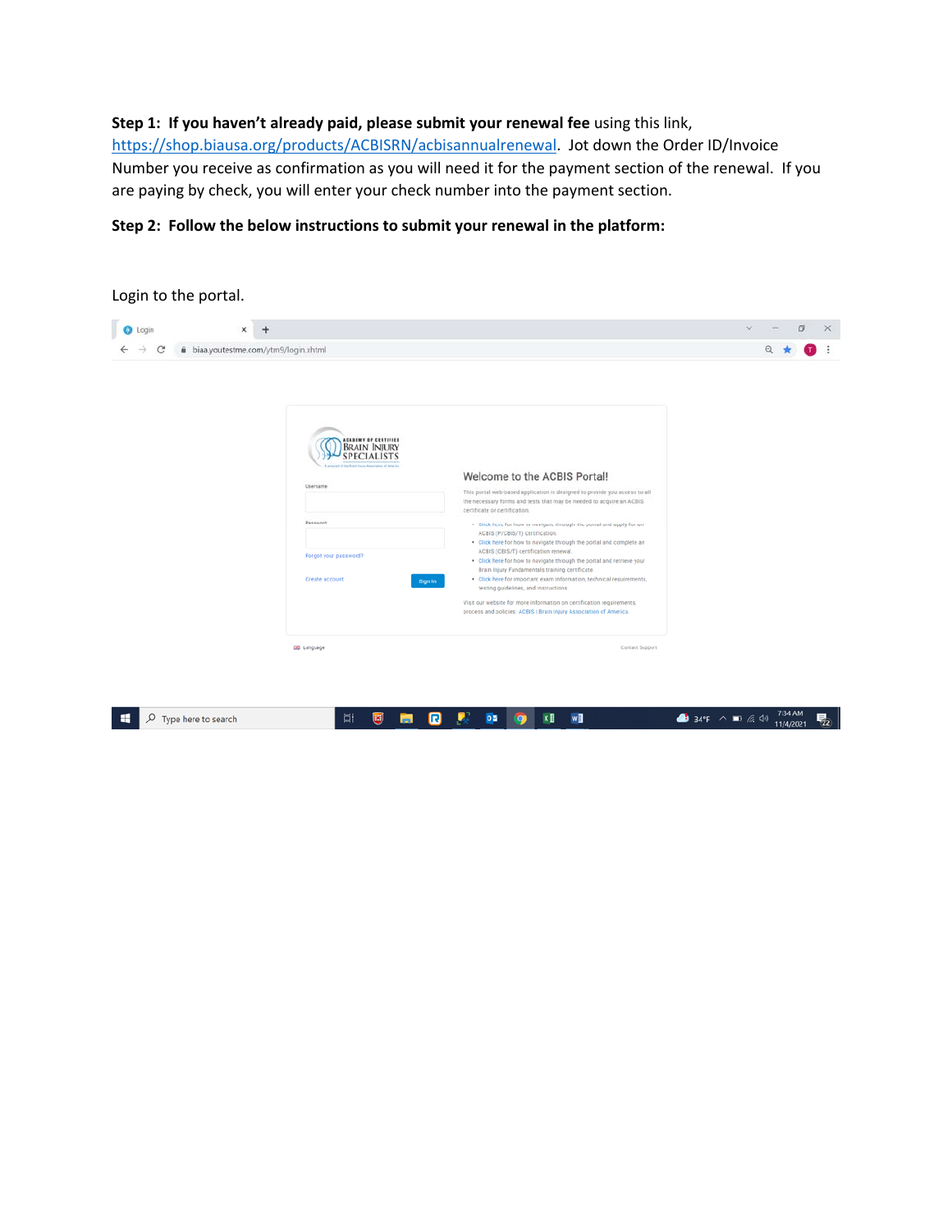**Step 1: If you haven't already paid, please submit your renewal fee** using this link, https://shop.biausa.org/products/ACBISRN/acbisannualrenewal. Jot down the Order ID/Invoice Number you receive as confirmation as you will need it for the payment section of the renewal. If you are paying by check, you will enter your check number into the payment section.

**Step 2: Follow the below instructions to submit your renewal in the platform:**

Login to the portal.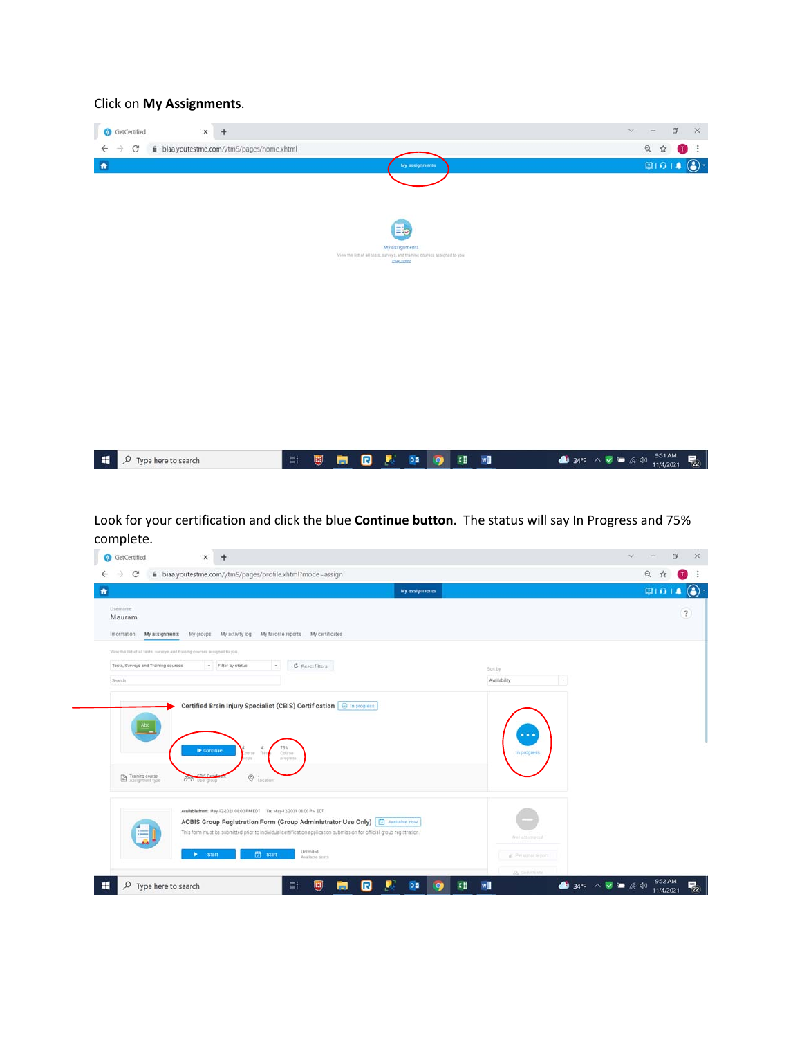Click on **My Assignments**.

Look for your certification and click the blue **Continue button**. The status will say In Progress and 75% complete.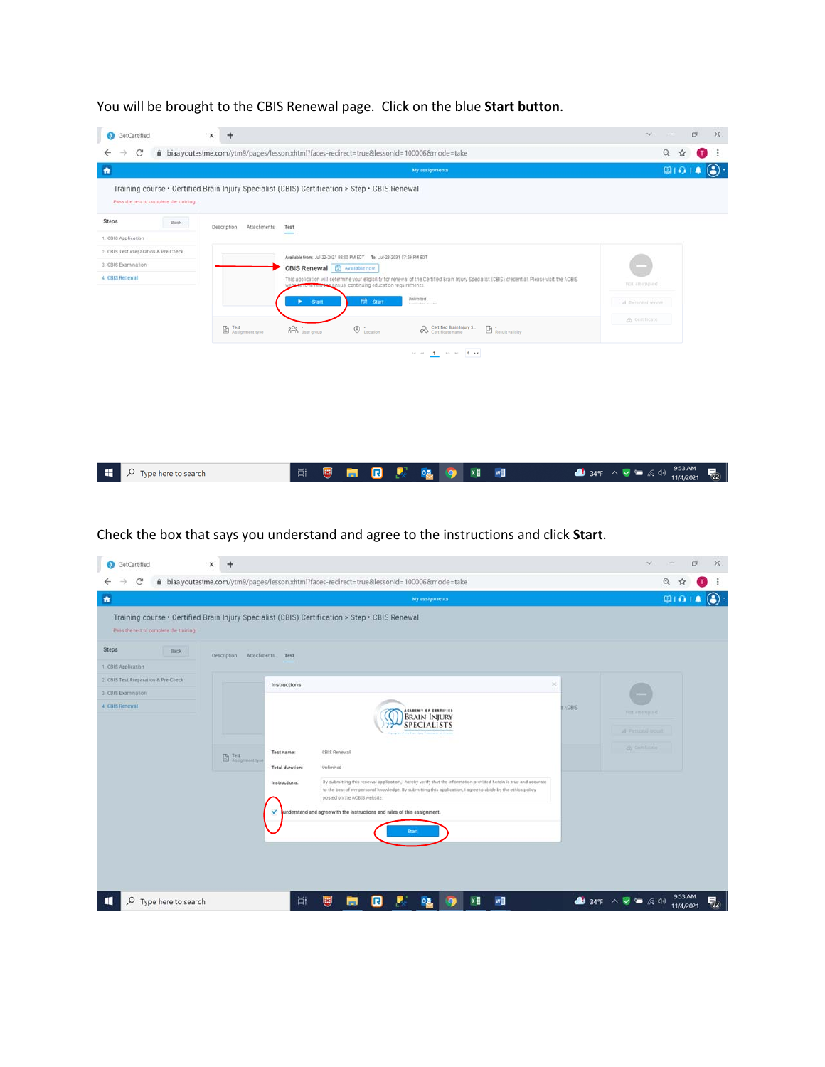You will be brought to the CBIS Renewal page. Click on the blue **Start button**.

Check the box that says you understand and agree to the instructions and click **Start**.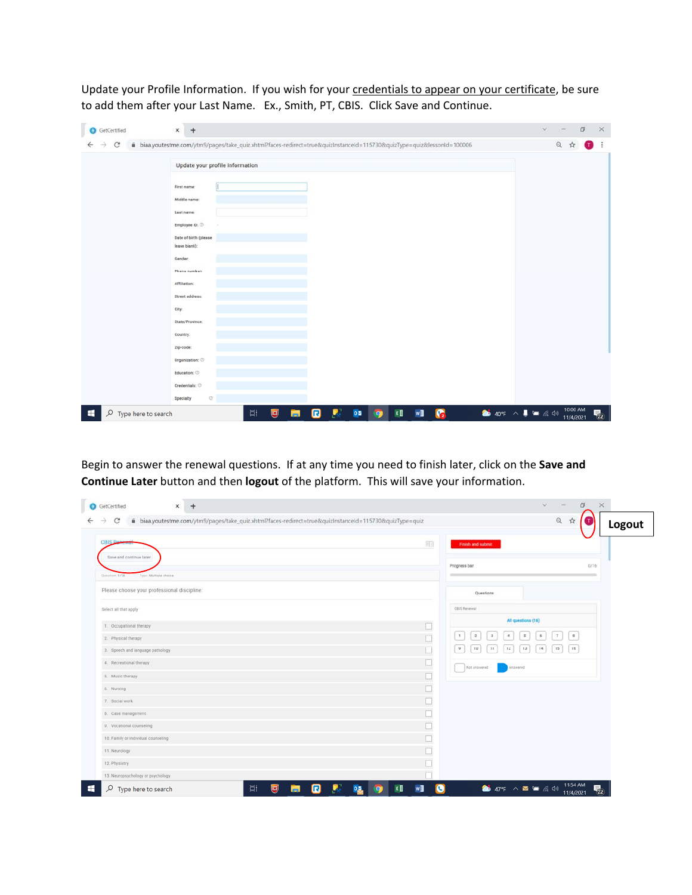Update your Profile Information. If you wish for your credentials to appear on your certificate, be sure to add them after your Last Name. Ex., Smith, PT, CBIS. Click Save and Continue.

Begin to answer the renewal questions. If at any time you need to finish later, click on the **Save and Continue Later** button and then **logout** of the platform. This will save your information.

Logout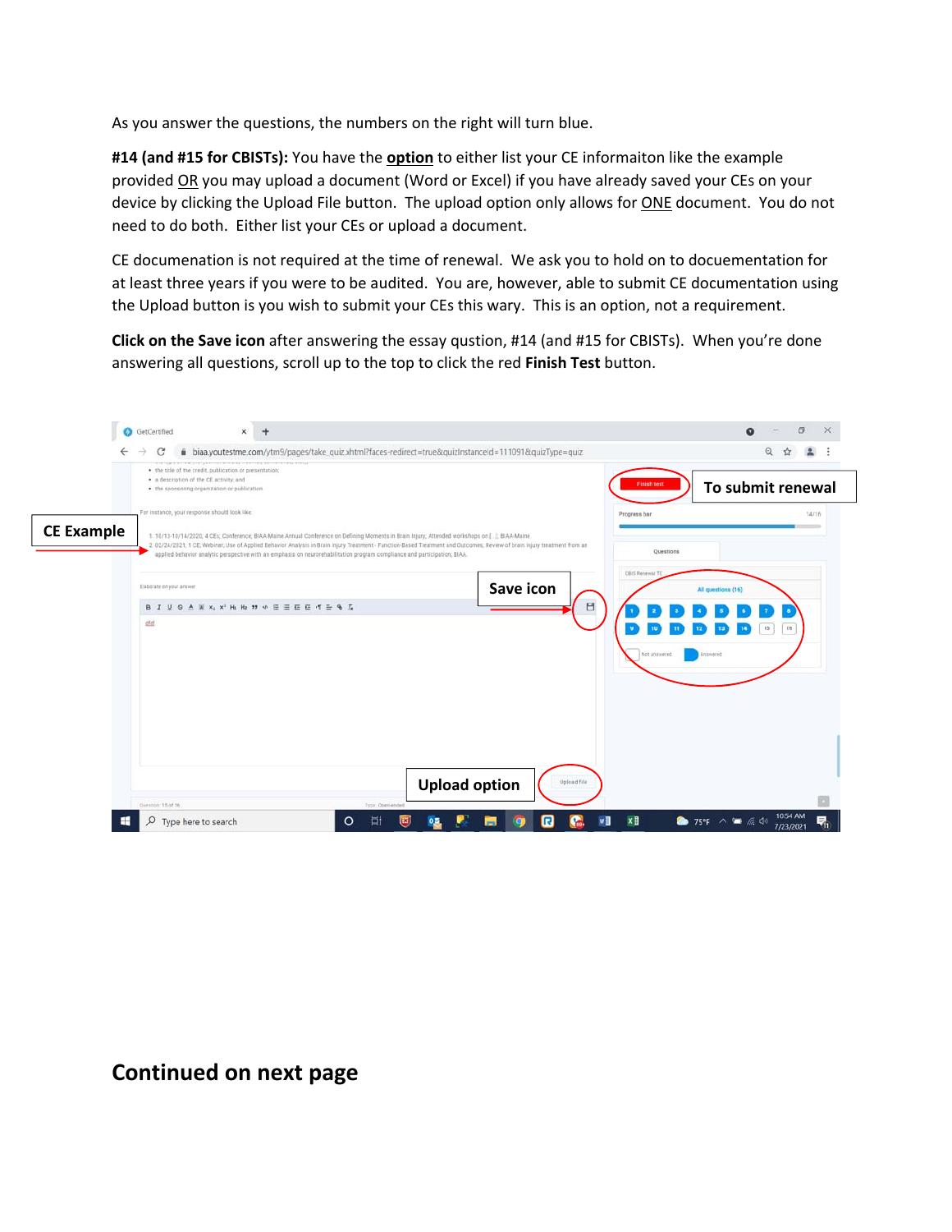As you answer the questions, the numbers on the right will turn blue.

**#14 (and #15 for CBISTs):** You have the **option** to either list your CE informaiton like the example provided OR you may upload a document (Word or Excel) if you have already saved your CEs on your device by clicking the Upload File button. The upload option only allows for ONE document. You do not need to do both. Either list your CEs or upload a document.

CE documenation is not required at the time of renewal. We ask you to hold on to docuementation for at least three years if you were to be audited. You are, however, able to submit CE documentation using the Upload button is you wish to submit your CEs this wary. This is an option, not a requirement.

**Click on the Save icon** after answering the essay qustion, #14 (and #15 for CBISTs). When you're done answering all questions, scroll up to the top to click the red **Finish Test** button.

CE Example

To submit renewal

Save icon

Upload option

## Continued on next page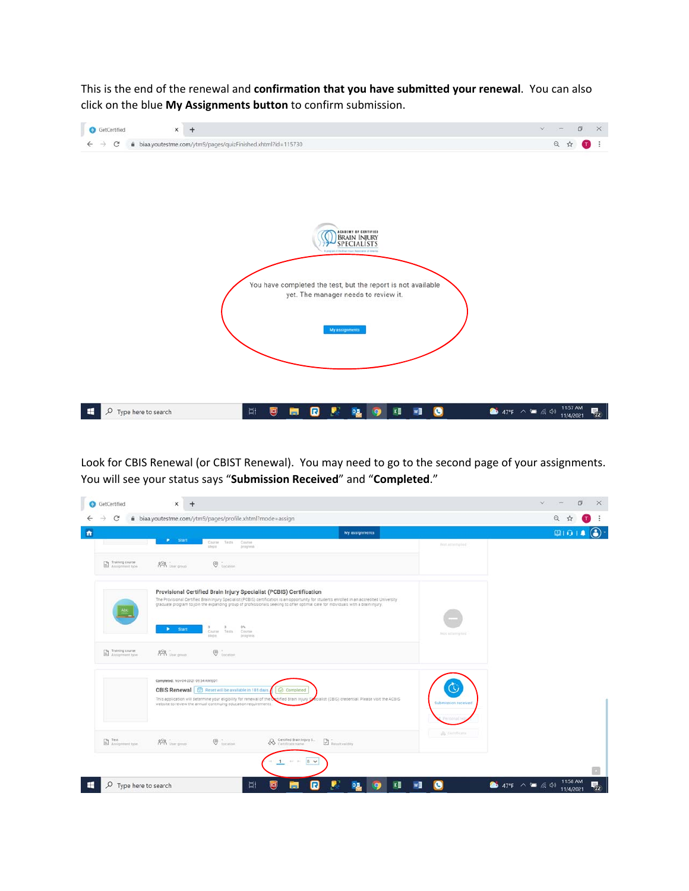This is the end of the renewal and **confirmation that you have submitted your renewal**. You can also click on the blue **My Assignments button** to confirm submission.

Look for CBIS Renewal (or CBIST Renewal). You may need to go to the second page of your assignments. You will see your status says "**Submission Received**" and "**Completed**."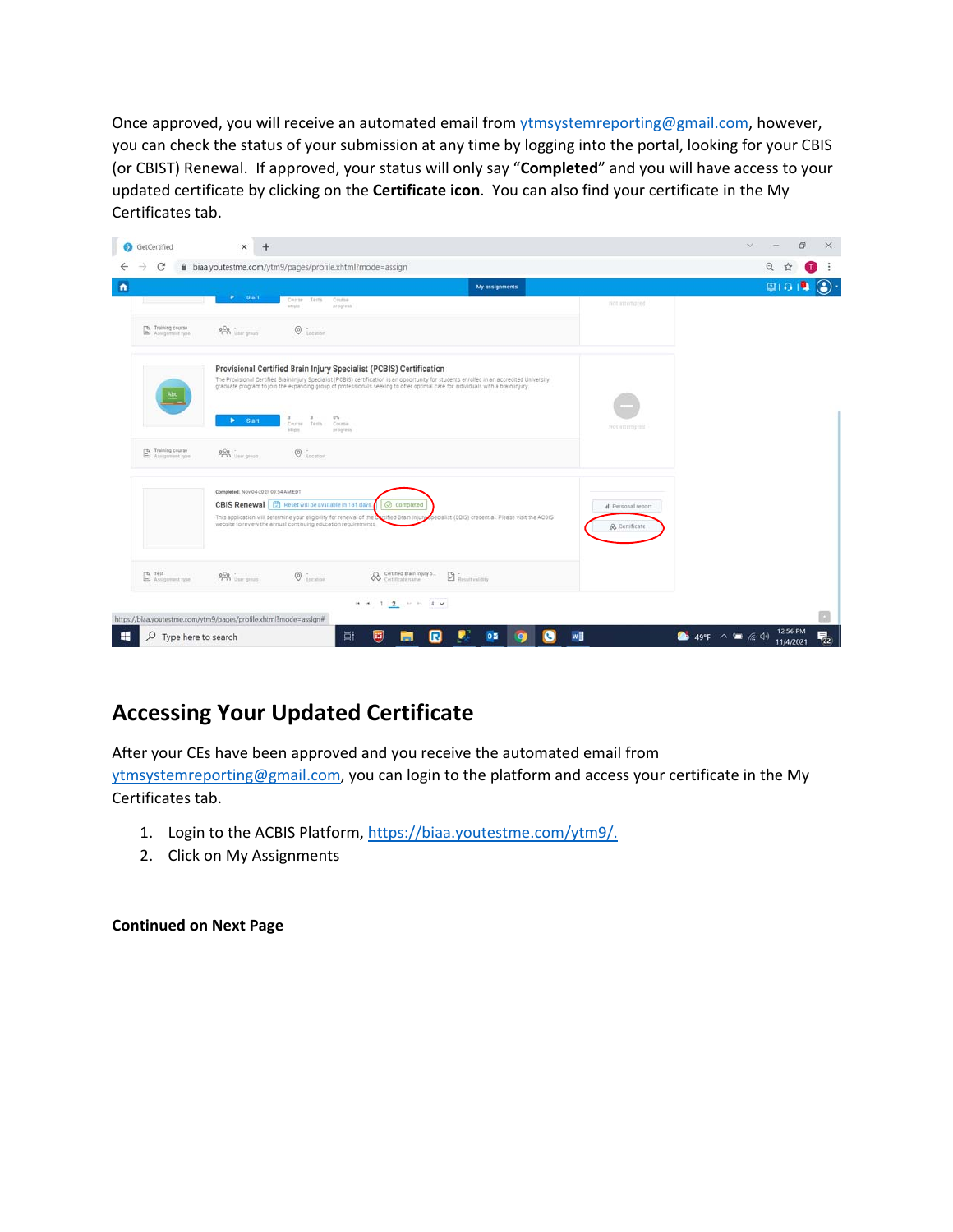Once approved, you will receive an automated email from ytmsystemreporting@gmail.com, however, you can check the status of your submission at any time by logging into the portal, looking for your CBIS (or CBIST) Renewal. If approved, your status will only say "**Completed**" and you will have access to your updated certificate by clicking on the **Certificate icon**. You can also find your certificate in the My Certificates tab.

## Accessing Your Updated Certificate

After your CEs have been approved and you receive the automated email from ytmsystemreporting@gmail.com, you can login to the platform and access your certificate in the My Certificates tab.

1. Login to the ACBIS Platform, https://biaa.youtestme.com/ytm9/.
2. Click on My Assignments

**Continued on Next Page**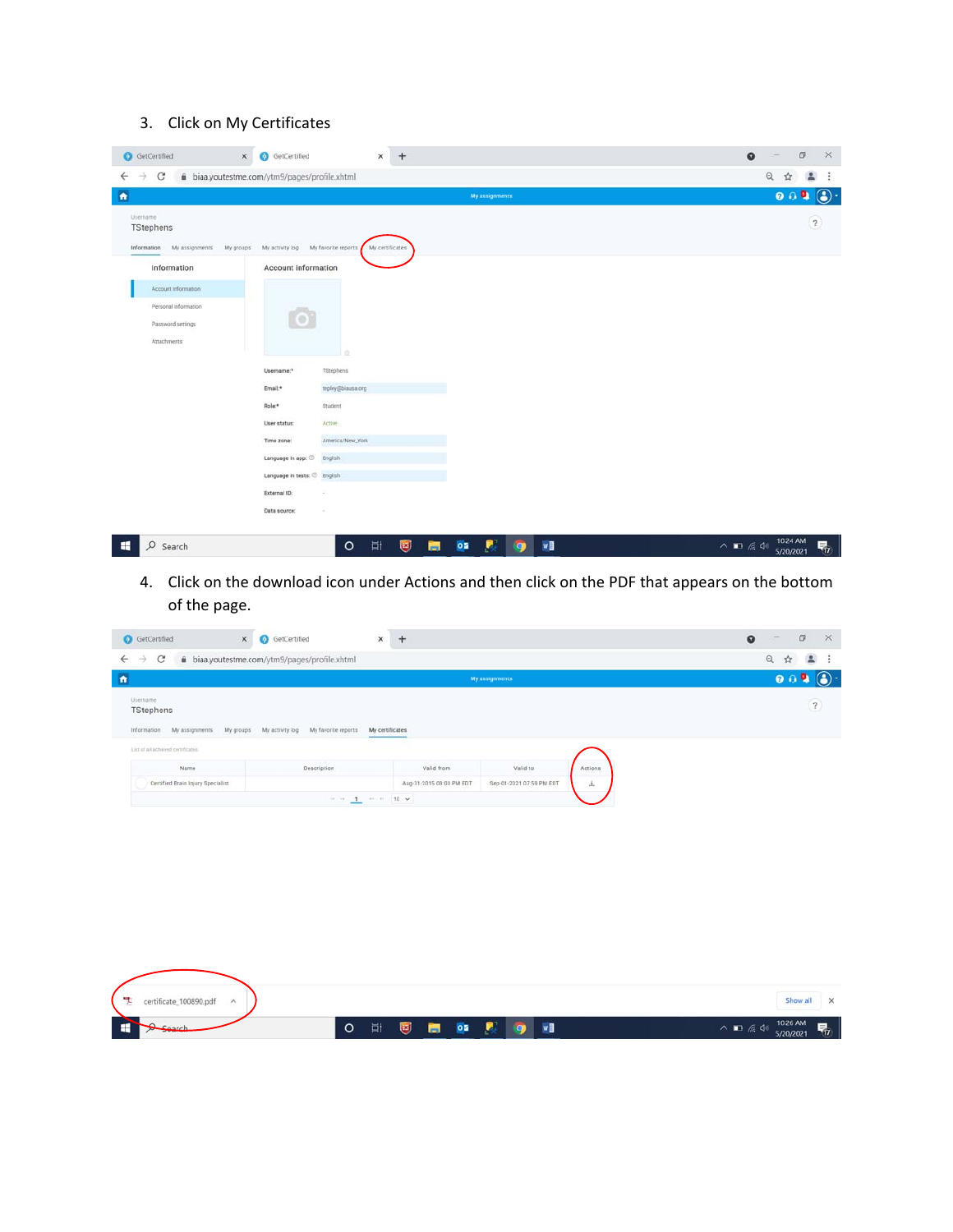3. Click on My Certificates

4. Click on the download icon under Actions and then click on the PDF that appears on the bottom of the page.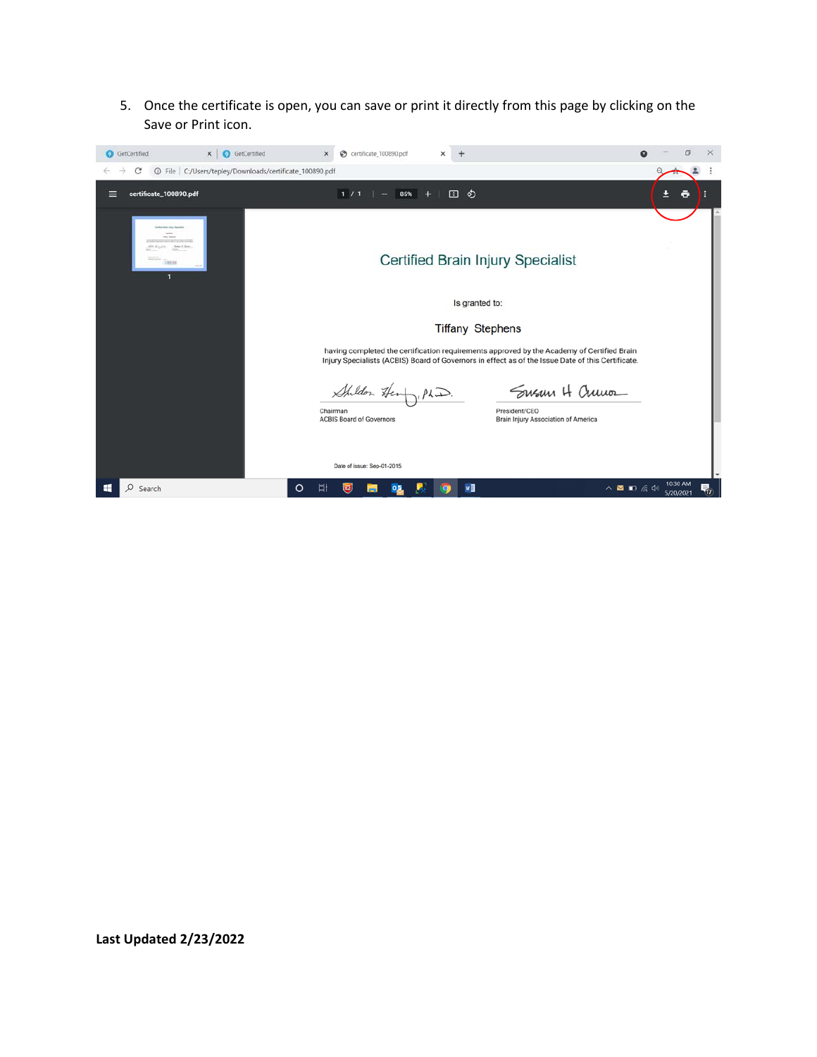5. Once the certificate is open, you can save or print it directly from this page by clicking on the Save or Print icon.

**Last Updated 2/23/2022**